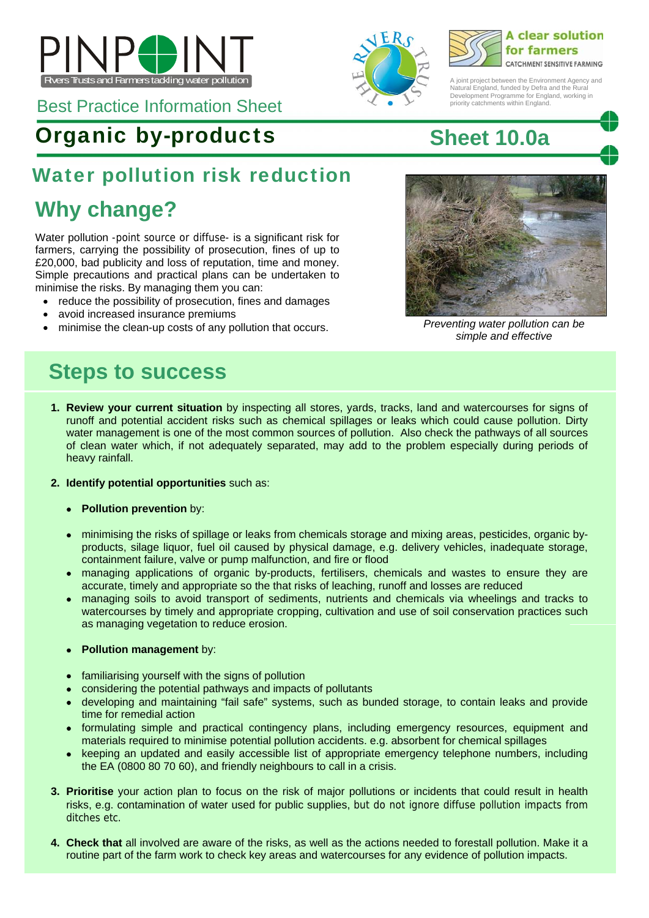PINPOINT

Rivers Trusts and Farmers tackling water pollution

THE RIVERS TRUST

A clear solution for farmers

CATCHMENT SENSITIVE FARMING

A joint project between the Environment Agency and Natural England, funded by Defra and the Rural Development Programme for England, working in priority catchments within England.

Best Practice Information Sheet

# Organic by-products

# Sheet 10.0a

## Water pollution risk reduction

## Why change?

Water pollution -point source or diffuse- is a significant risk for farmers, carrying the possibility of prosecution, fines of up to £20,000, bad publicity and loss of reputation, time and money. Simple precautions and practical plans can be undertaken to minimise the risks. By managing them you can:

- reduce the possibility of prosecution, fines and damages
- avoid increased insurance premiums
- minimise the clean-up costs of any pollution that occurs.

*Preventing water pollution can be simple and effective*

## Steps to success

1. **Review your current situation** by inspecting all stores, yards, tracks, land and watercourses for signs of runoff and potential accident risks such as chemical spillages or leaks which could cause pollution. Dirty water management is one of the most common sources of pollution. Also check the pathways of all sources of clean water which, if not adequately separated, may add to the problem especially during periods of heavy rainfall.

2. **Identify potential opportunities** such as:

   - **Pollution prevention** by:

   - minimising the risks of spillage or leaks from chemicals storage and mixing areas, pesticides, organic by-products, silage liquor, fuel oil caused by physical damage, e.g. delivery vehicles, inadequate storage, containment failure, valve or pump malfunction, and fire or flood
   - managing applications of organic by-products, fertilisers, chemicals and wastes to ensure they are accurate, timely and appropriate so the that risks of leaching, runoff and losses are reduced
   - managing soils to avoid transport of sediments, nutrients and chemicals via wheelings and tracks to watercourses by timely and appropriate cropping, cultivation and use of soil conservation practices such as managing vegetation to reduce erosion.

   - **Pollution management** by:

   - familiarising yourself with the signs of pollution
   - considering the potential pathways and impacts of pollutants
   - developing and maintaining "fail safe" systems, such as bunded storage, to contain leaks and provide time for remedial action
   - formulating simple and practical contingency plans, including emergency resources, equipment and materials required to minimise potential pollution accidents. e.g. absorbent for chemical spillages
   - keeping an updated and easily accessible list of appropriate emergency telephone numbers, including the EA (0800 80 70 60), and friendly neighbours to call in a crisis.

3. **Prioritise** your action plan to focus on the risk of major pollutions or incidents that could result in health risks, e.g. contamination of water used for public supplies, but do not ignore diffuse pollution impacts from ditches etc.

4. **Check that** all involved are aware of the risks, as well as the actions needed to forestall pollution. Make it a routine part of the farm work to check key areas and watercourses for any evidence of pollution impacts.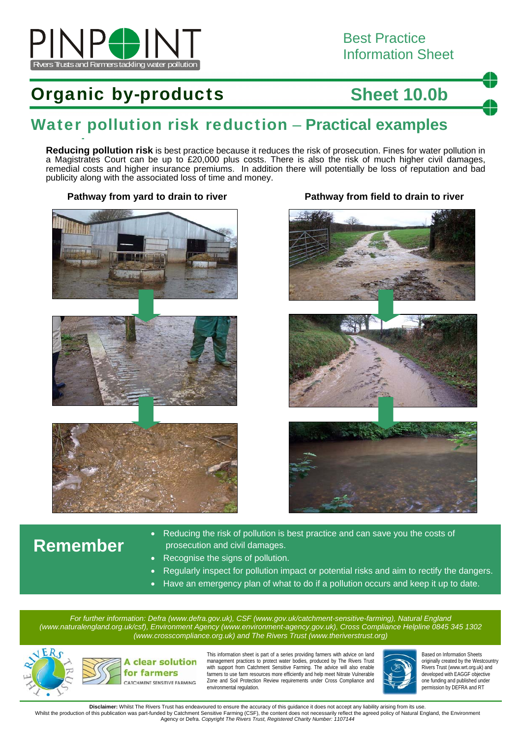PINPOINT

Rivers Trusts and Farmers tackling water pollution

Best Practice Information Sheet

# Organic by-products

# Sheet 10.0b

## Water pollution risk reduction – Practical examples

**Reducing pollution risk** is best practice because it reduces the risk of prosecution. Fines for water pollution in a Magistrates Court can be up to £20,000 plus costs. There is also the risk of much higher civil damages, remedial costs and higher insurance premiums. In addition there will potentially be loss of reputation and bad publicity along with the associated loss of time and money.

**Pathway from yard to drain to river**

**Pathway from field to drain to river**

## Remember

- Reducing the risk of pollution is best practice and can save you the costs of prosecution and civil damages.
- Recognise the signs of pollution.
- Regularly inspect for pollution impact or potential risks and aim to rectify the dangers.
- Have an emergency plan of what to do if a pollution occurs and keep it up to date.

*For further information: Defra (www.defra.gov.uk), CSF (www.gov.uk/catchment-sensitive-farming), Natural England (www.naturalengland.org.uk/csf), Environment Agency (www.environment-agency.gov.uk), Cross Compliance Helpline 0845 345 1302 (www.crosscompliance.org.uk) and The Rivers Trust (www.theriverstrust.org)*

A clear solution for farmers – Catchment Sensitive Farming

This information sheet is part of a series providing farmers with advice on land management practices to protect water bodies, produced by The Rivers Trust with support from Catchment Sensitive Farming. The advice will also enable farmers to use farm resources more efficiently and help meet Nitrate Vulnerable Zone and Soil Protection Review requirements under Cross Compliance and environmental regulation.

Based on Information Sheets originally created by the Westcountry Rivers Trust (www.wrt.org.uk) and developed with EAGGF objective one funding and published under permission by DEFRA and RT

**Disclaimer:** Whilst The Rivers Trust has endeavoured to ensure the accuracy of this guidance it does not accept any liability arising from its use.
Whilst the production of this publication was part-funded by Catchment Sensitive Farming (CSF), the content does not necessarily reflect the agreed policy of Natural England, the Environment Agency or Defra. *Copyright The Rivers Trust, Registered Charity Number: 1107144*